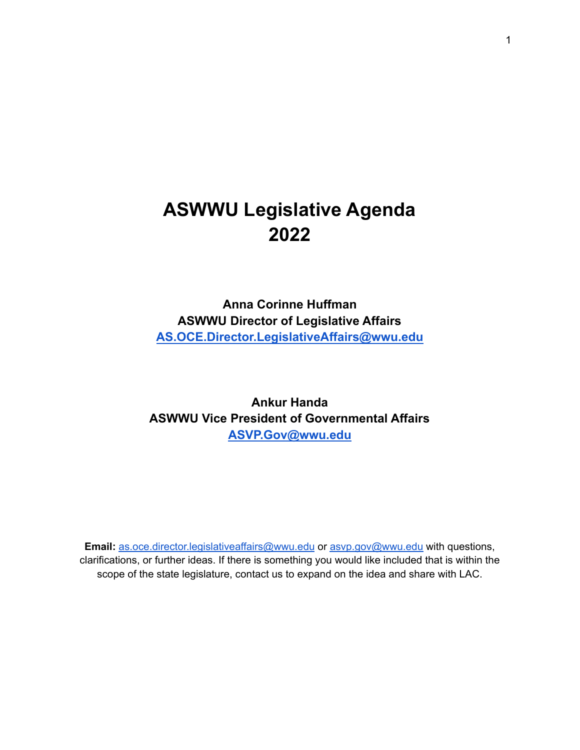# ASWWU Legislative Agenda 2022

**Anna Corinne Huffman**
**ASWWU Director of Legislative Affairs**
**[AS.OCE.Director.LegislativeAffairs@wwu.edu](mailto:AS.OCE.Director.LegislativeAffairs@wwu.edu)**

**Ankur Handa**
**ASWWU Vice President of Governmental Affairs**
**[ASVP.Gov@wwu.edu](mailto:ASVP.Gov@wwu.edu)**

**Email:** [as.oce.director.legislativeaffairs@wwu.edu](mailto:as.oce.director.legislativeaffairs@wwu.edu) or [asvp.gov@wwu.edu](mailto:asvp.gov@wwu.edu) with questions, clarifications, or further ideas. If there is something you would like included that is within the scope of the state legislature, contact us to expand on the idea and share with LAC.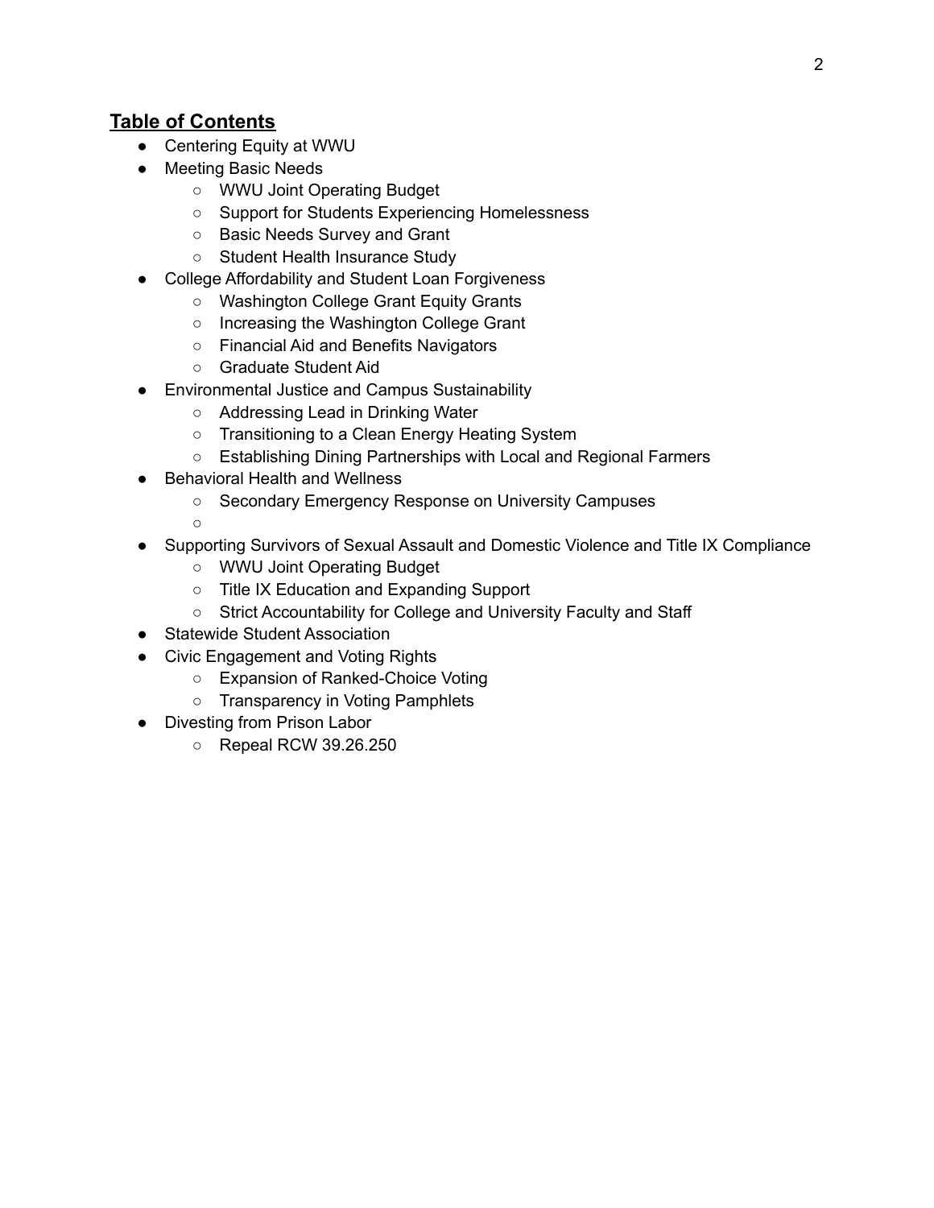## **Table of Contents**

- Centering Equity at WWU
- Meeting Basic Needs
    - WWU Joint Operating Budget
    - Support for Students Experiencing Homelessness
    - Basic Needs Survey and Grant
    - Student Health Insurance Study
- College Affordability and Student Loan Forgiveness
    - Washington College Grant Equity Grants
    - Increasing the Washington College Grant
    - Financial Aid and Benefits Navigators
    - Graduate Student Aid
- Environmental Justice and Campus Sustainability
    - Addressing Lead in Drinking Water
    - Transitioning to a Clean Energy Heating System
    - Establishing Dining Partnerships with Local and Regional Farmers
- Behavioral Health and Wellness
    - Secondary Emergency Response on University Campuses
    - 
- Supporting Survivors of Sexual Assault and Domestic Violence and Title IX Compliance
    - WWU Joint Operating Budget
    - Title IX Education and Expanding Support
    - Strict Accountability for College and University Faculty and Staff
- Statewide Student Association
- Civic Engagement and Voting Rights
    - Expansion of Ranked-Choice Voting
    - Transparency in Voting Pamphlets
- Divesting from Prison Labor
    - Repeal RCW 39.26.250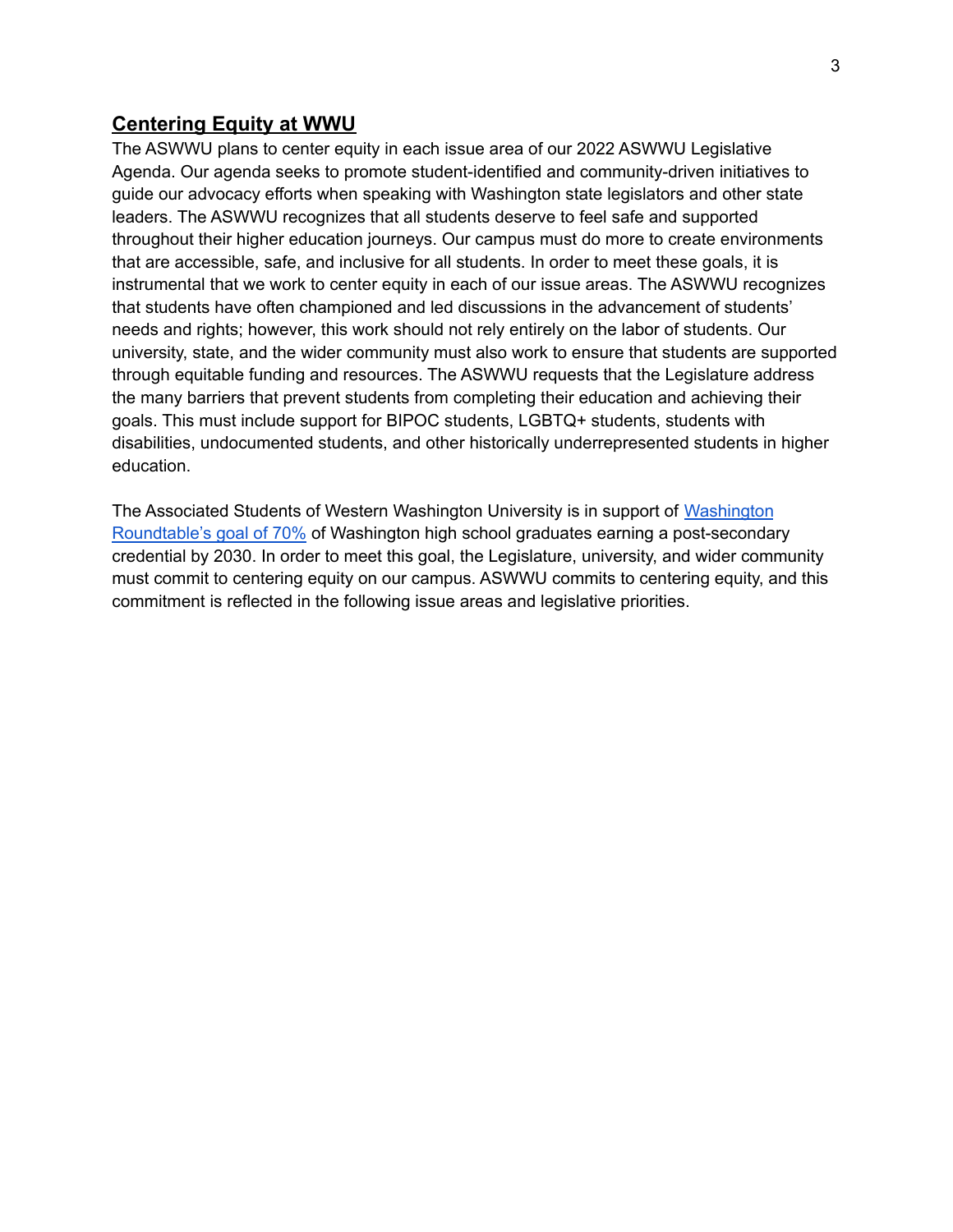## Centering Equity at WWU

The ASWWU plans to center equity in each issue area of our 2022 ASWWU Legislative Agenda. Our agenda seeks to promote student-identified and community-driven initiatives to guide our advocacy efforts when speaking with Washington state legislators and other state leaders. The ASWWU recognizes that all students deserve to feel safe and supported throughout their higher education journeys. Our campus must do more to create environments that are accessible, safe, and inclusive for all students. In order to meet these goals, it is instrumental that we work to center equity in each of our issue areas. The ASWWU recognizes that students have often championed and led discussions in the advancement of students' needs and rights; however, this work should not rely entirely on the labor of students. Our university, state, and the wider community must also work to ensure that students are supported through equitable funding and resources. The ASWWU requests that the Legislature address the many barriers that prevent students from completing their education and achieving their goals. This must include support for BIPOC students, LGBTQ+ students, students with disabilities, undocumented students, and other historically underrepresented students in higher education.

The Associated Students of Western Washington University is in support of Washington Roundtable's goal of 70% of Washington high school graduates earning a post-secondary credential by 2030. In order to meet this goal, the Legislature, university, and wider community must commit to centering equity on our campus. ASWWU commits to centering equity, and this commitment is reflected in the following issue areas and legislative priorities.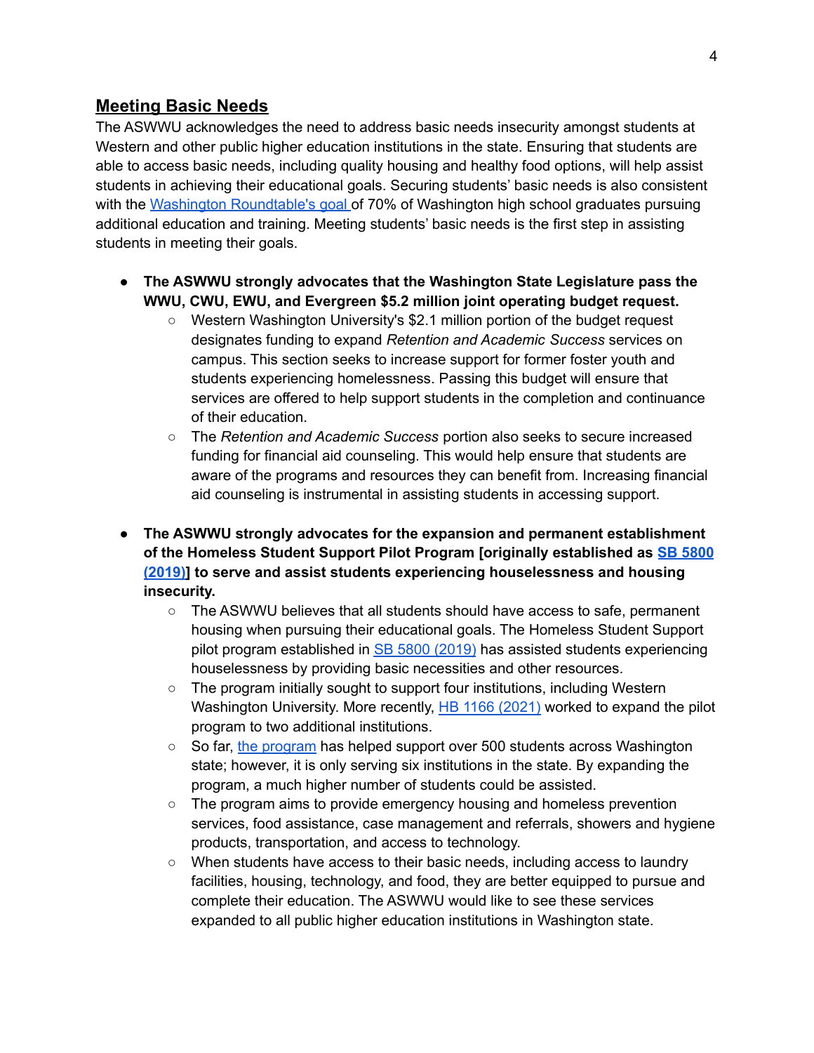## **Meeting Basic Needs**

The ASWWU acknowledges the need to address basic needs insecurity amongst students at Western and other public higher education institutions in the state. Ensuring that students are able to access basic needs, including quality housing and healthy food options, will help assist students in achieving their educational goals. Securing students' basic needs is also consistent with the Washington Roundtable's goal of 70% of Washington high school graduates pursuing additional education and training. Meeting students' basic needs is the first step in assisting students in meeting their goals.

- **The ASWWU strongly advocates that the Washington State Legislature pass the WWU, CWU, EWU, and Evergreen $5.2 million joint operating budget request.**
  - Western Washington University's $2.1 million portion of the budget request designates funding to expand *Retention and Academic Success* services on campus. This section seeks to increase support for former foster youth and students experiencing homelessness. Passing this budget will ensure that services are offered to help support students in the completion and continuance of their education.
  - The *Retention and Academic Success* portion also seeks to secure increased funding for financial aid counseling. This would help ensure that students are aware of the programs and resources they can benefit from. Increasing financial aid counseling is instrumental in assisting students in accessing support.

- **The ASWWU strongly advocates for the expansion and permanent establishment of the Homeless Student Support Pilot Program [originally established as SB 5800 (2019)] to serve and assist students experiencing houselessness and housing insecurity.**
  - The ASWWU believes that all students should have access to safe, permanent housing when pursuing their educational goals. The Homeless Student Support pilot program established in SB 5800 (2019) has assisted students experiencing houselessness by providing basic necessities and other resources.
  - The program initially sought to support four institutions, including Western Washington University. More recently, HB 1166 (2021) worked to expand the pilot program to two additional institutions.
  - So far, the program has helped support over 500 students across Washington state; however, it is only serving six institutions in the state. By expanding the program, a much higher number of students could be assisted.
  - The program aims to provide emergency housing and homeless prevention services, food assistance, case management and referrals, showers and hygiene products, transportation, and access to technology.
  - When students have access to their basic needs, including access to laundry facilities, housing, technology, and food, they are better equipped to pursue and complete their education. The ASWWU would like to see these services expanded to all public higher education institutions in Washington state.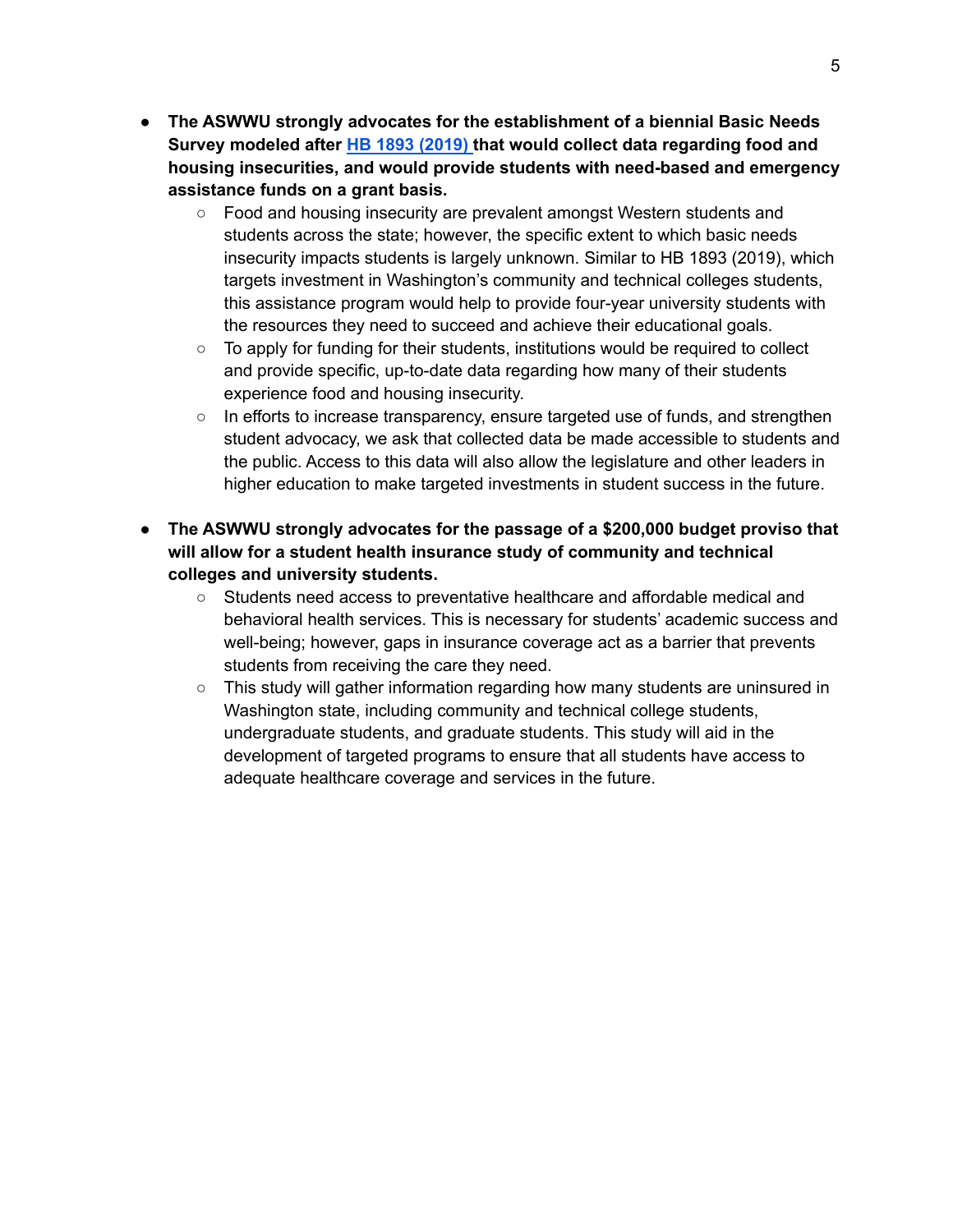- **The ASWWU strongly advocates for the establishment of a biennial Basic Needs Survey modeled after [HB 1893 (2019)](HB 1893 (2019)) that would collect data regarding food and housing insecurities, and would provide students with need-based and emergency assistance funds on a grant basis.**
    - Food and housing insecurity are prevalent amongst Western students and students across the state; however, the specific extent to which basic needs insecurity impacts students is largely unknown. Similar to HB 1893 (2019), which targets investment in Washington's community and technical colleges students, this assistance program would help to provide four-year university students with the resources they need to succeed and achieve their educational goals.
    - To apply for funding for their students, institutions would be required to collect and provide specific, up-to-date data regarding how many of their students experience food and housing insecurity.
    - In efforts to increase transparency, ensure targeted use of funds, and strengthen student advocacy, we ask that collected data be made accessible to students and the public. Access to this data will also allow the legislature and other leaders in higher education to make targeted investments in student success in the future.

- **The ASWWU strongly advocates for the passage of a $200,000 budget proviso that will allow for a student health insurance study of community and technical colleges and university students.**
    - Students need access to preventative healthcare and affordable medical and behavioral health services. This is necessary for students' academic success and well-being; however, gaps in insurance coverage act as a barrier that prevents students from receiving the care they need.
    - This study will gather information regarding how many students are uninsured in Washington state, including community and technical college students, undergraduate students, and graduate students. This study will aid in the development of targeted programs to ensure that all students have access to adequate healthcare coverage and services in the future.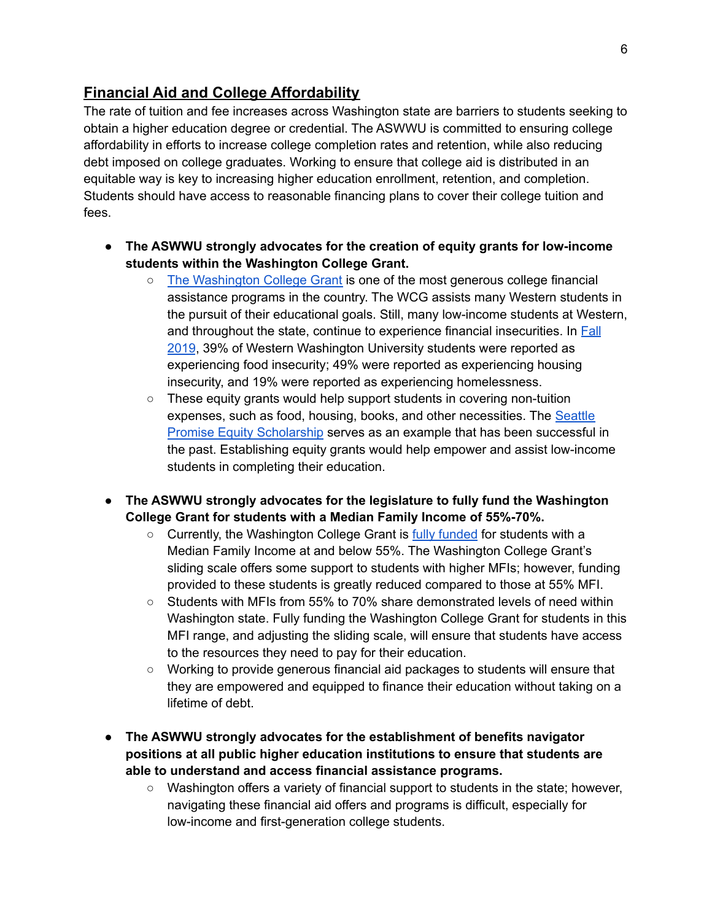## Financial Aid and College Affordability

The rate of tuition and fee increases across Washington state are barriers to students seeking to obtain a higher education degree or credential. The ASWWU is committed to ensuring college affordability in efforts to increase college completion rates and retention, while also reducing debt imposed on college graduates. Working to ensure that college aid is distributed in an equitable way is key to increasing higher education enrollment, retention, and completion. Students should have access to reasonable financing plans to cover their college tuition and fees.

- **The ASWWU strongly advocates for the creation of equity grants for low-income students within the Washington College Grant.**
  - The Washington College Grant is one of the most generous college financial assistance programs in the country. The WCG assists many Western students in the pursuit of their educational goals. Still, many low-income students at Western, and throughout the state, continue to experience financial insecurities. In Fall 2019, 39% of Western Washington University students were reported as experiencing food insecurity; 49% were reported as experiencing housing insecurity, and 19% were reported as experiencing homelessness.
  - These equity grants would help support students in covering non-tuition expenses, such as food, housing, books, and other necessities. The Seattle Promise Equity Scholarship serves as an example that has been successful in the past. Establishing equity grants would help empower and assist low-income students in completing their education.

- **The ASWWU strongly advocates for the legislature to fully fund the Washington College Grant for students with a Median Family Income of 55%-70%.**
  - Currently, the Washington College Grant is fully funded for students with a Median Family Income at and below 55%. The Washington College Grant's sliding scale offers some support to students with higher MFIs; however, funding provided to these students is greatly reduced compared to those at 55% MFI.
  - Students with MFIs from 55% to 70% share demonstrated levels of need within Washington state. Fully funding the Washington College Grant for students in this MFI range, and adjusting the sliding scale, will ensure that students have access to the resources they need to pay for their education.
  - Working to provide generous financial aid packages to students will ensure that they are empowered and equipped to finance their education without taking on a lifetime of debt.

- **The ASWWU strongly advocates for the establishment of benefits navigator positions at all public higher education institutions to ensure that students are able to understand and access financial assistance programs.**
  - Washington offers a variety of financial support to students in the state; however, navigating these financial aid offers and programs is difficult, especially for low-income and first-generation college students.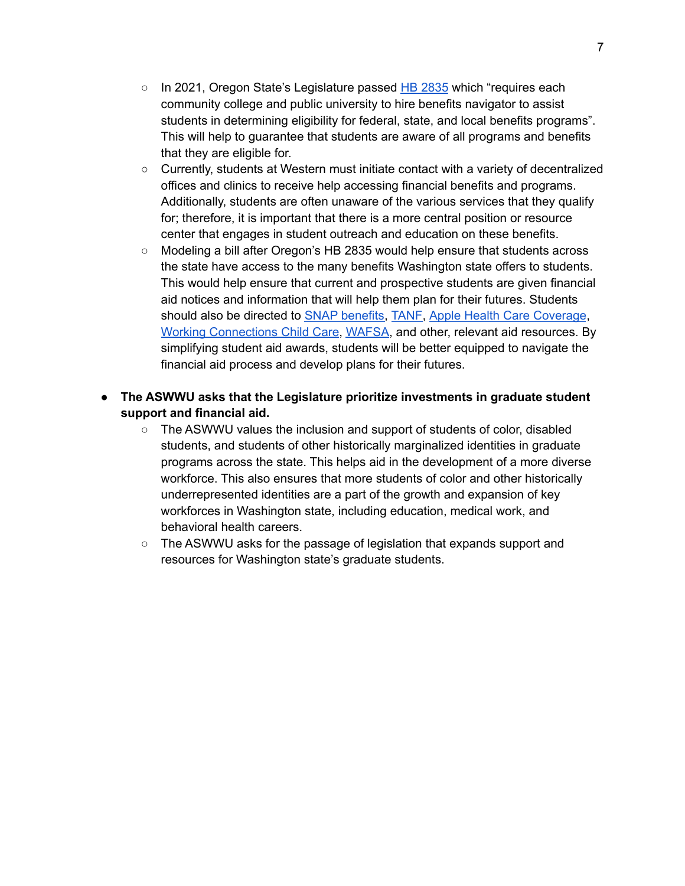- In 2021, Oregon State's Legislature passed HB 2835 which "requires each community college and public university to hire benefits navigator to assist students in determining eligibility for federal, state, and local benefits programs". This will help to guarantee that students are aware of all programs and benefits that they are eligible for.
  - Currently, students at Western must initiate contact with a variety of decentralized offices and clinics to receive help accessing financial benefits and programs. Additionally, students are often unaware of the various services that they qualify for; therefore, it is important that there is a more central position or resource center that engages in student outreach and education on these benefits.
  - Modeling a bill after Oregon's HB 2835 would help ensure that students across the state have access to the many benefits Washington state offers to students. This would help ensure that current and prospective students are given financial aid notices and information that will help them plan for their futures. Students should also be directed to SNAP benefits, TANF, Apple Health Care Coverage, Working Connections Child Care, WAFSA, and other, relevant aid resources. By simplifying student aid awards, students will be better equipped to navigate the financial aid process and develop plans for their futures.

- **The ASWWU asks that the Legislature prioritize investments in graduate student support and financial aid.**
  - The ASWWU values the inclusion and support of students of color, disabled students, and students of other historically marginalized identities in graduate programs across the state. This helps aid in the development of a more diverse workforce. This also ensures that more students of color and other historically underrepresented identities are a part of the growth and expansion of key workforces in Washington state, including education, medical work, and behavioral health careers.
  - The ASWWU asks for the passage of legislation that expands support and resources for Washington state's graduate students.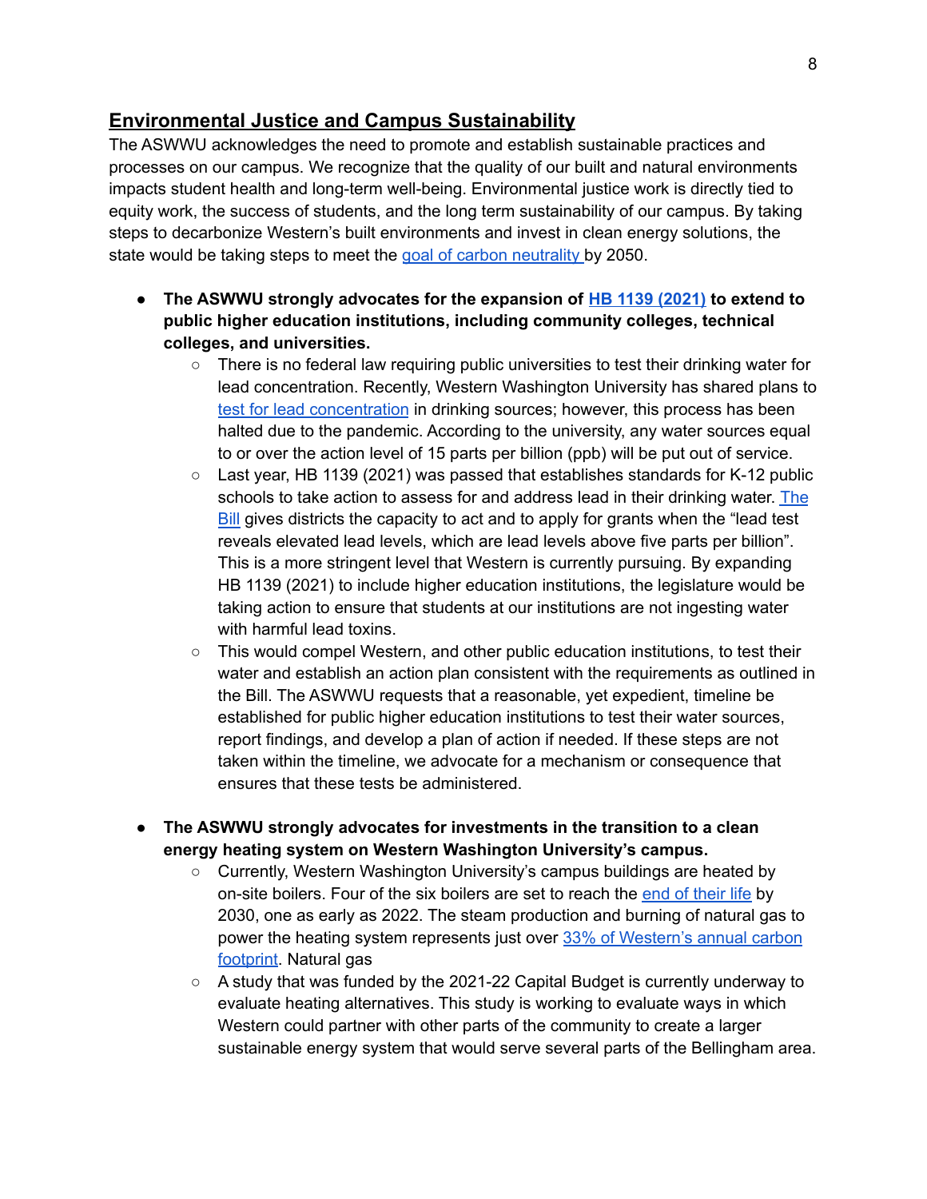## Environmental Justice and Campus Sustainability

The ASWWU acknowledges the need to promote and establish sustainable practices and processes on our campus. We recognize that the quality of our built and natural environments impacts student health and long-term well-being. Environmental justice work is directly tied to equity work, the success of students, and the long term sustainability of our campus. By taking steps to decarbonize Western's built environments and invest in clean energy solutions, the state would be taking steps to meet the goal of carbon neutrality by 2050.

- **The ASWWU strongly advocates for the expansion of HB 1139 (2021) to extend to public higher education institutions, including community colleges, technical colleges, and universities.**
  - There is no federal law requiring public universities to test their drinking water for lead concentration. Recently, Western Washington University has shared plans to test for lead concentration in drinking sources; however, this process has been halted due to the pandemic. According to the university, any water sources equal to or over the action level of 15 parts per billion (ppb) will be put out of service.
  - Last year, HB 1139 (2021) was passed that establishes standards for K-12 public schools to take action to assess for and address lead in their drinking water. The Bill gives districts the capacity to act and to apply for grants when the "lead test reveals elevated lead levels, which are lead levels above five parts per billion". This is a more stringent level that Western is currently pursuing. By expanding HB 1139 (2021) to include higher education institutions, the legislature would be taking action to ensure that students at our institutions are not ingesting water with harmful lead toxins.
  - This would compel Western, and other public education institutions, to test their water and establish an action plan consistent with the requirements as outlined in the Bill. The ASWWU requests that a reasonable, yet expedient, timeline be established for public higher education institutions to test their water sources, report findings, and develop a plan of action if needed. If these steps are not taken within the timeline, we advocate for a mechanism or consequence that ensures that these tests be administered.

- **The ASWWU strongly advocates for investments in the transition to a clean energy heating system on Western Washington University's campus.**
  - Currently, Western Washington University's campus buildings are heated by on-site boilers. Four of the six boilers are set to reach the end of their life by 2030, one as early as 2022. The steam production and burning of natural gas to power the heating system represents just over 33% of Western's annual carbon footprint. Natural gas
  - A study that was funded by the 2021-22 Capital Budget is currently underway to evaluate heating alternatives. This study is working to evaluate ways in which Western could partner with other parts of the community to create a larger sustainable energy system that would serve several parts of the Bellingham area.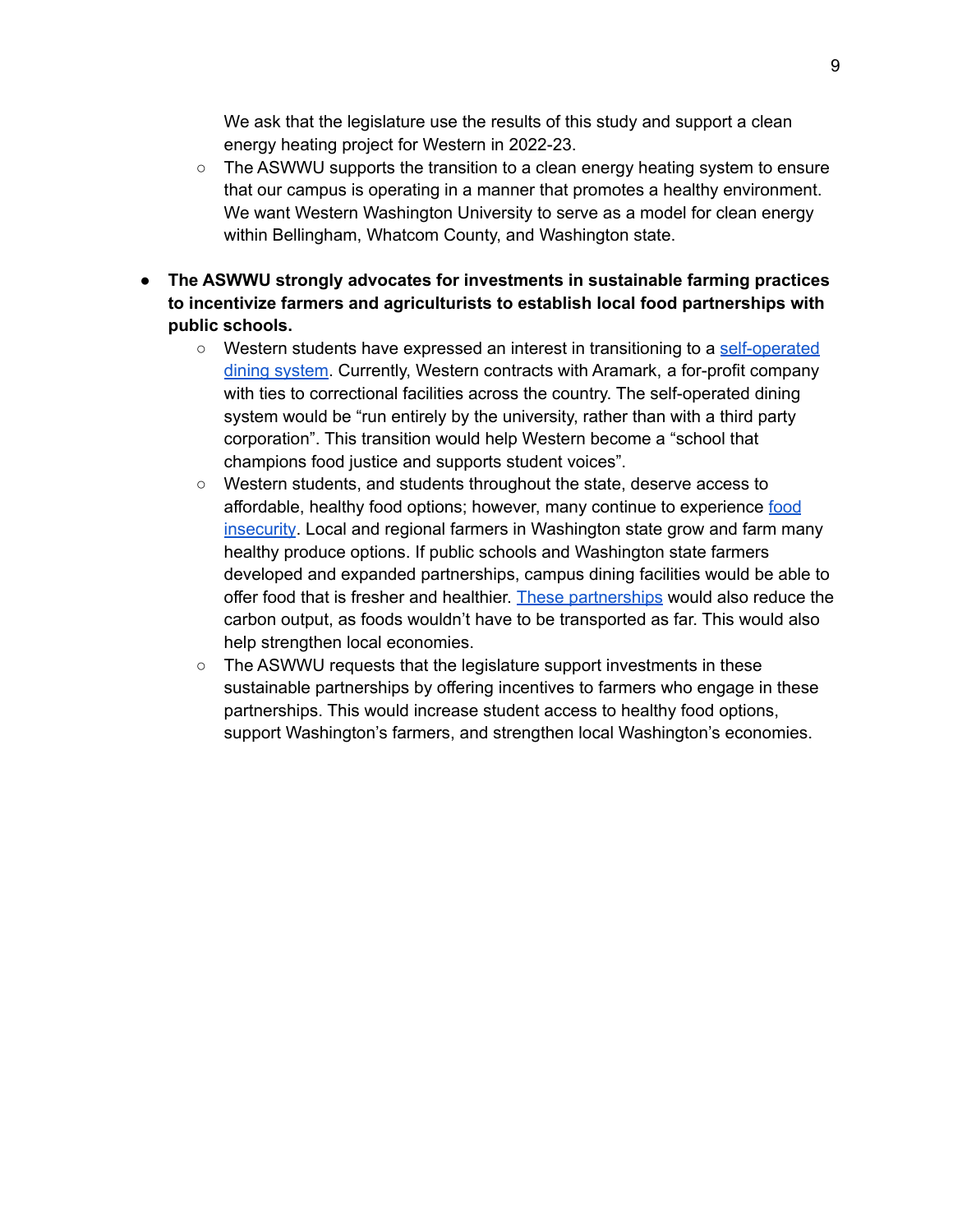We ask that the legislature use the results of this study and support a clean energy heating project for Western in 2022-23.
  - The ASWWU supports the transition to a clean energy heating system to ensure that our campus is operating in a manner that promotes a healthy environment. We want Western Washington University to serve as a model for clean energy within Bellingham, Whatcom County, and Washington state.

- **The ASWWU strongly advocates for investments in sustainable farming practices to incentivize farmers and agriculturists to establish local food partnerships with public schools.**
  - Western students have expressed an interest in transitioning to a self-operated dining system. Currently, Western contracts with Aramark, a for-profit company with ties to correctional facilities across the country. The self-operated dining system would be "run entirely by the university, rather than with a third party corporation". This transition would help Western become a "school that champions food justice and supports student voices".
  - Western students, and students throughout the state, deserve access to affordable, healthy food options; however, many continue to experience food insecurity. Local and regional farmers in Washington state grow and farm many healthy produce options. If public schools and Washington state farmers developed and expanded partnerships, campus dining facilities would be able to offer food that is fresher and healthier. These partnerships would also reduce the carbon output, as foods wouldn't have to be transported as far. This would also help strengthen local economies.
  - The ASWWU requests that the legislature support investments in these sustainable partnerships by offering incentives to farmers who engage in these partnerships. This would increase student access to healthy food options, support Washington's farmers, and strengthen local Washington's economies.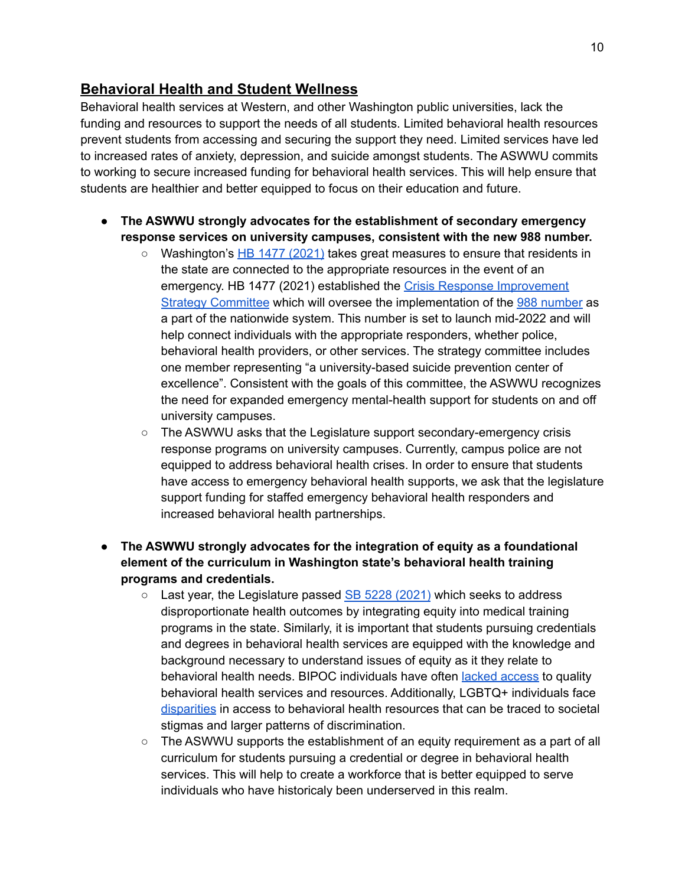## Behavioral Health and Student Wellness

Behavioral health services at Western, and other Washington public universities, lack the funding and resources to support the needs of all students. Limited behavioral health resources prevent students from accessing and securing the support they need. Limited services have led to increased rates of anxiety, depression, and suicide amongst students. The ASWWU commits to working to secure increased funding for behavioral health services. This will help ensure that students are healthier and better equipped to focus on their education and future.

- **The ASWWU strongly advocates for the establishment of secondary emergency response services on university campuses, consistent with the new 988 number.**
    - Washington's HB 1477 (2021) takes great measures to ensure that residents in the state are connected to the appropriate resources in the event of an emergency. HB 1477 (2021) established the Crisis Response Improvement Strategy Committee which will oversee the implementation of the 988 number as a part of the nationwide system. This number is set to launch mid-2022 and will help connect individuals with the appropriate responders, whether police, behavioral health providers, or other services. The strategy committee includes one member representing "a university-based suicide prevention center of excellence". Consistent with the goals of this committee, the ASWWU recognizes the need for expanded emergency mental-health support for students on and off university campuses.
    - The ASWWU asks that the Legislature support secondary-emergency crisis response programs on university campuses. Currently, campus police are not equipped to address behavioral health crises. In order to ensure that students have access to emergency behavioral health supports, we ask that the legislature support funding for staffed emergency behavioral health responders and increased behavioral health partnerships.

- **The ASWWU strongly advocates for the integration of equity as a foundational element of the curriculum in Washington state's behavioral health training programs and credentials.**
    - Last year, the Legislature passed SB 5228 (2021) which seeks to address disproportionate health outcomes by integrating equity into medical training programs in the state. Similarly, it is important that students pursuing credentials and degrees in behavioral health services are equipped with the knowledge and background necessary to understand issues of equity as it they relate to behavioral health needs. BIPOC individuals have often lacked access to quality behavioral health services and resources. Additionally, LGBTQ+ individuals face disparities in access to behavioral health resources that can be traced to societal stigmas and larger patterns of discrimination.
    - The ASWWU supports the establishment of an equity requirement as a part of all curriculum for students pursuing a credential or degree in behavioral health services. This will help to create a workforce that is better equipped to serve individuals who have historicaly been underserved in this realm.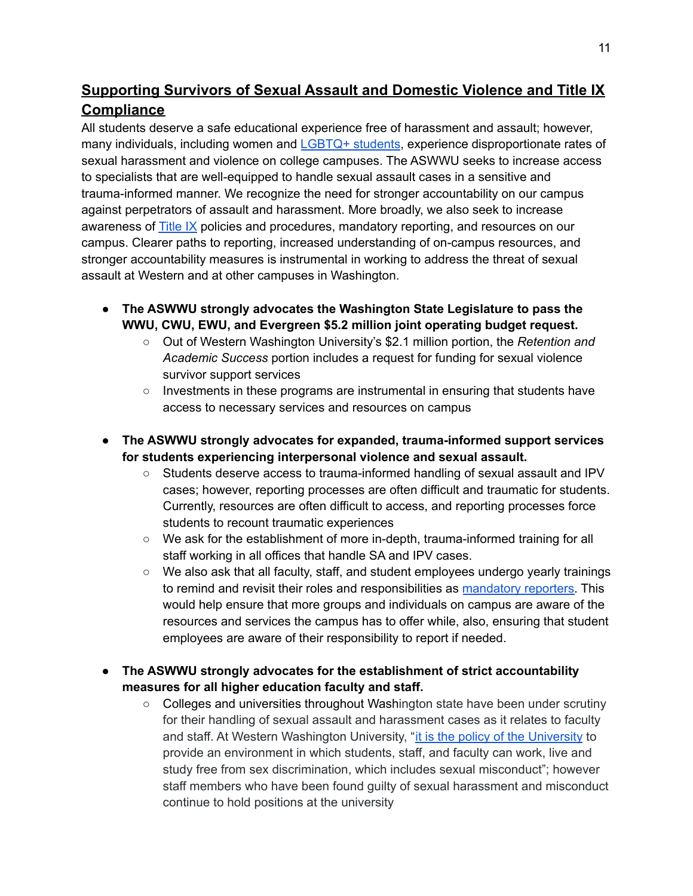## Supporting Survivors of Sexual Assault and Domestic Violence and Title IX Compliance

All students deserve a safe educational experience free of harassment and assault; however, many individuals, including women and LGBTQ+ students, experience disproportionate rates of sexual harassment and violence on college campuses. The ASWWU seeks to increase access to specialists that are well-equipped to handle sexual assault cases in a sensitive and trauma-informed manner. We recognize the need for stronger accountability on our campus against perpetrators of assault and harassment. More broadly, we also seek to increase awareness of Title IX policies and procedures, mandatory reporting, and resources on our campus. Clearer paths to reporting, increased understanding of on-campus resources, and stronger accountability measures is instrumental in working to address the threat of sexual assault at Western and at other campuses in Washington.

- **The ASWWU strongly advocates the Washington State Legislature to pass the WWU, CWU, EWU, and Evergreen $5.2 million joint operating budget request.**
  - Out of Western Washington University's $2.1 million portion, the *Retention and Academic Success* portion includes a request for funding for sexual violence survivor support services
  - Investments in these programs are instrumental in ensuring that students have access to necessary services and resources on campus

- **The ASWWU strongly advocates for expanded, trauma-informed support services for students experiencing interpersonal violence and sexual assault.**
  - Students deserve access to trauma-informed handling of sexual assault and IPV cases; however, reporting processes are often difficult and traumatic for students. Currently, resources are often difficult to access, and reporting processes force students to recount traumatic experiences
  - We ask for the establishment of more in-depth, trauma-informed training for all staff working in all offices that handle SA and IPV cases.
  - We also ask that all faculty, staff, and student employees undergo yearly trainings to remind and revisit their roles and responsibilities as mandatory reporters. This would help ensure that more groups and individuals on campus are aware of the resources and services the campus has to offer while, also, ensuring that student employees are aware of their responsibility to report if needed.

- **The ASWWU strongly advocates for the establishment of strict accountability measures for all higher education faculty and staff.**
  - Colleges and universities throughout Washington state have been under scrutiny for their handling of sexual assault and harassment cases as it relates to faculty and staff. At Western Washington University, "it is the policy of the University to provide an environment in which students, staff, and faculty can work, live and study free from sex discrimination, which includes sexual misconduct"; however staff members who have been found guilty of sexual harassment and misconduct continue to hold positions at the university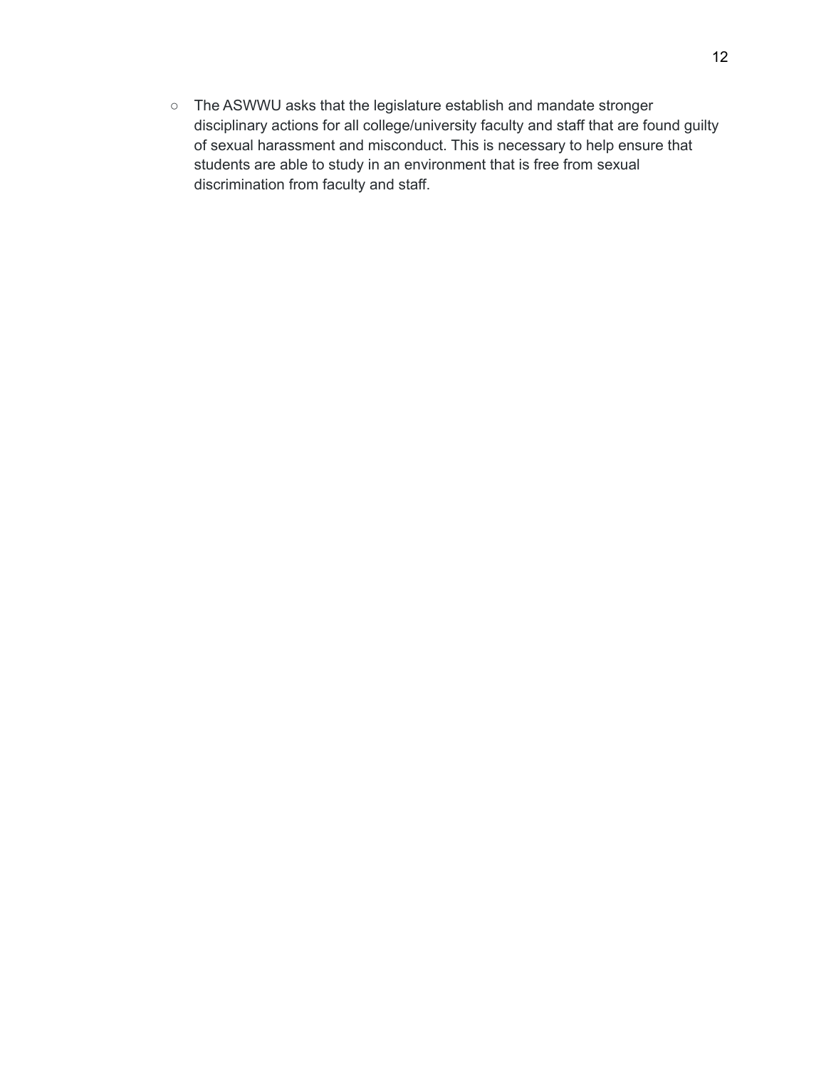- The ASWWU asks that the legislature establish and mandate stronger disciplinary actions for all college/university faculty and staff that are found guilty of sexual harassment and misconduct. This is necessary to help ensure that students are able to study in an environment that is free from sexual discrimination from faculty and staff.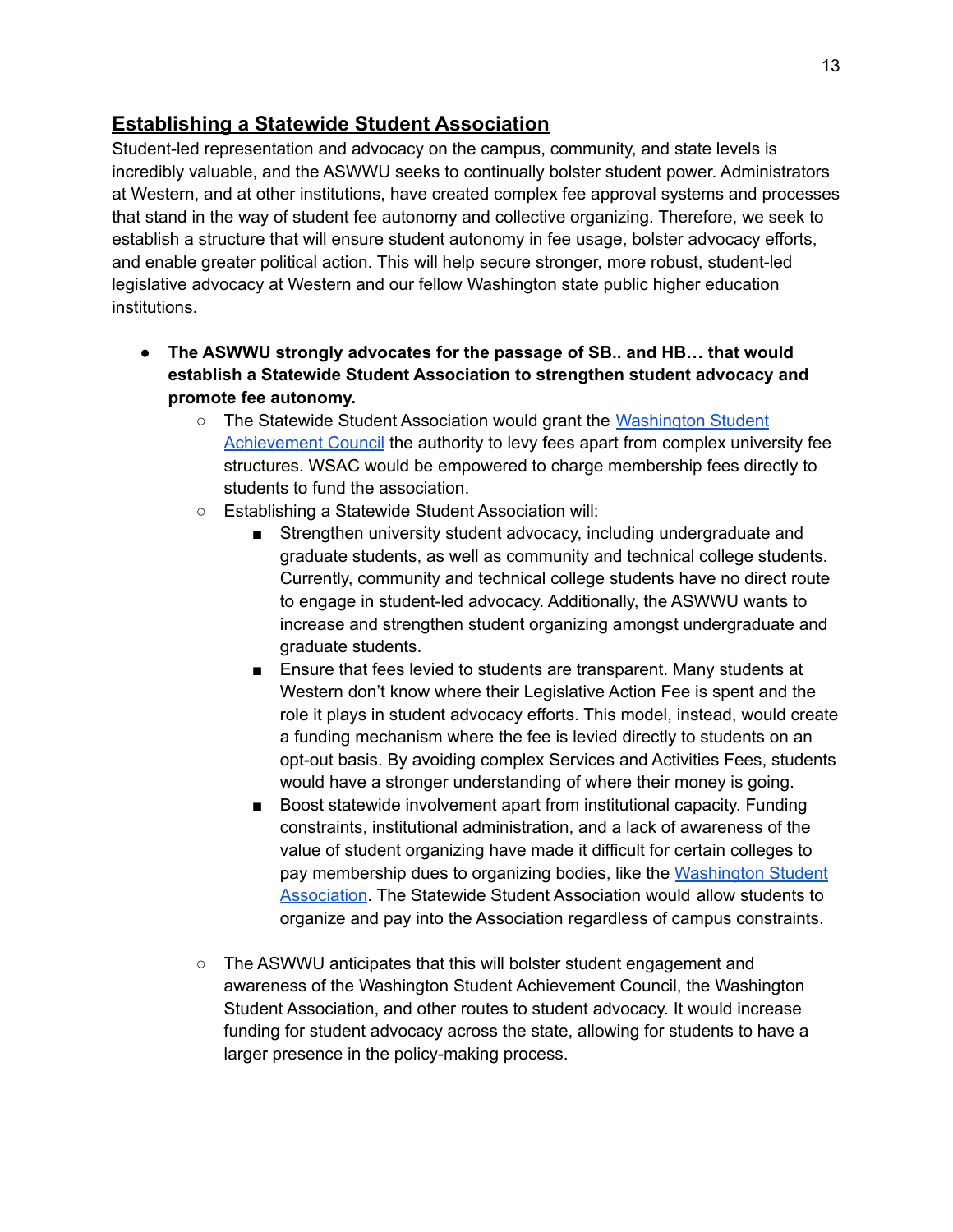## Establishing a Statewide Student Association

Student-led representation and advocacy on the campus, community, and state levels is incredibly valuable, and the ASWWU seeks to continually bolster student power. Administrators at Western, and at other institutions, have created complex fee approval systems and processes that stand in the way of student fee autonomy and collective organizing. Therefore, we seek to establish a structure that will ensure student autonomy in fee usage, bolster advocacy efforts, and enable greater political action. This will help secure stronger, more robust, student-led legislative advocacy at Western and our fellow Washington state public higher education institutions.

- **The ASWWU strongly advocates for the passage of SB.. and HB… that would establish a Statewide Student Association to strengthen student advocacy and promote fee autonomy.**
  - The Statewide Student Association would grant the Washington Student Achievement Council the authority to levy fees apart from complex university fee structures. WSAC would be empowered to charge membership fees directly to students to fund the association.
  - Establishing a Statewide Student Association will:
    - Strengthen university student advocacy, including undergraduate and graduate students, as well as community and technical college students. Currently, community and technical college students have no direct route to engage in student-led advocacy. Additionally, the ASWWU wants to increase and strengthen student organizing amongst undergraduate and graduate students.
    - Ensure that fees levied to students are transparent. Many students at Western don't know where their Legislative Action Fee is spent and the role it plays in student advocacy efforts. This model, instead, would create a funding mechanism where the fee is levied directly to students on an opt-out basis. By avoiding complex Services and Activities Fees, students would have a stronger understanding of where their money is going.
    - Boost statewide involvement apart from institutional capacity. Funding constraints, institutional administration, and a lack of awareness of the value of student organizing have made it difficult for certain colleges to pay membership dues to organizing bodies, like the Washington Student Association. The Statewide Student Association would allow students to organize and pay into the Association regardless of campus constraints.
  - The ASWWU anticipates that this will bolster student engagement and awareness of the Washington Student Achievement Council, the Washington Student Association, and other routes to student advocacy. It would increase funding for student advocacy across the state, allowing for students to have a larger presence in the policy-making process.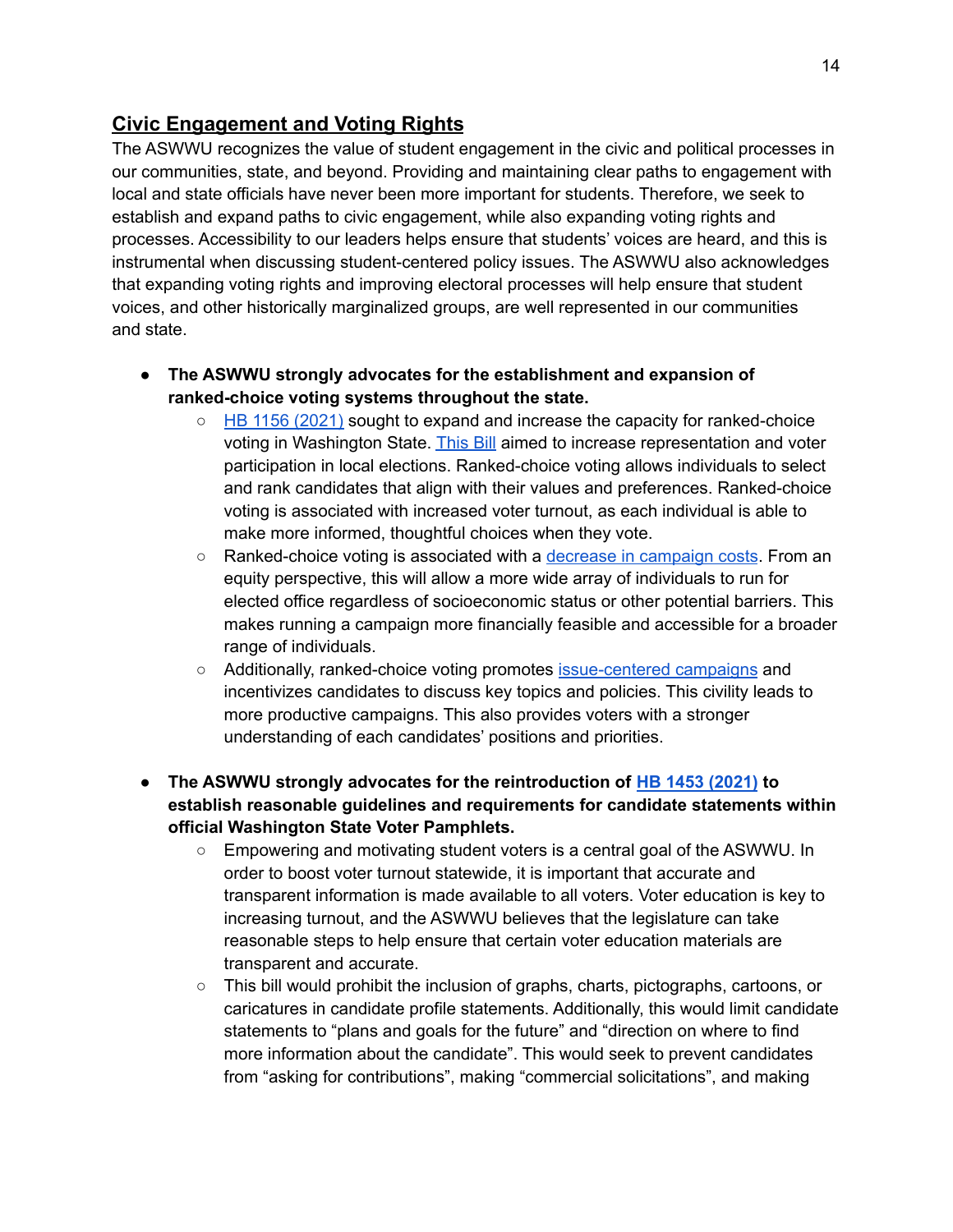## Civic Engagement and Voting Rights

The ASWWU recognizes the value of student engagement in the civic and political processes in our communities, state, and beyond. Providing and maintaining clear paths to engagement with local and state officials have never been more important for students. Therefore, we seek to establish and expand paths to civic engagement, while also expanding voting rights and processes. Accessibility to our leaders helps ensure that students' voices are heard, and this is instrumental when discussing student-centered policy issues. The ASWWU also acknowledges that expanding voting rights and improving electoral processes will help ensure that student voices, and other historically marginalized groups, are well represented in our communities and state.

- **The ASWWU strongly advocates for the establishment and expansion of ranked-choice voting systems throughout the state.**
  - HB 1156 (2021) sought to expand and increase the capacity for ranked-choice voting in Washington State. This Bill aimed to increase representation and voter participation in local elections. Ranked-choice voting allows individuals to select and rank candidates that align with their values and preferences. Ranked-choice voting is associated with increased voter turnout, as each individual is able to make more informed, thoughtful choices when they vote.
  - Ranked-choice voting is associated with a decrease in campaign costs. From an equity perspective, this will allow a more wide array of individuals to run for elected office regardless of socioeconomic status or other potential barriers. This makes running a campaign more financially feasible and accessible for a broader range of individuals.
  - Additionally, ranked-choice voting promotes issue-centered campaigns and incentivizes candidates to discuss key topics and policies. This civility leads to more productive campaigns. This also provides voters with a stronger understanding of each candidates' positions and priorities.
- **The ASWWU strongly advocates for the reintroduction of HB 1453 (2021) to establish reasonable guidelines and requirements for candidate statements within official Washington State Voter Pamphlets.**
  - Empowering and motivating student voters is a central goal of the ASWWU. In order to boost voter turnout statewide, it is important that accurate and transparent information is made available to all voters. Voter education is key to increasing turnout, and the ASWWU believes that the legislature can take reasonable steps to help ensure that certain voter education materials are transparent and accurate.
  - This bill would prohibit the inclusion of graphs, charts, pictographs, cartoons, or caricatures in candidate profile statements. Additionally, this would limit candidate statements to "plans and goals for the future" and "direction on where to find more information about the candidate". This would seek to prevent candidates from "asking for contributions", making "commercial solicitations", and making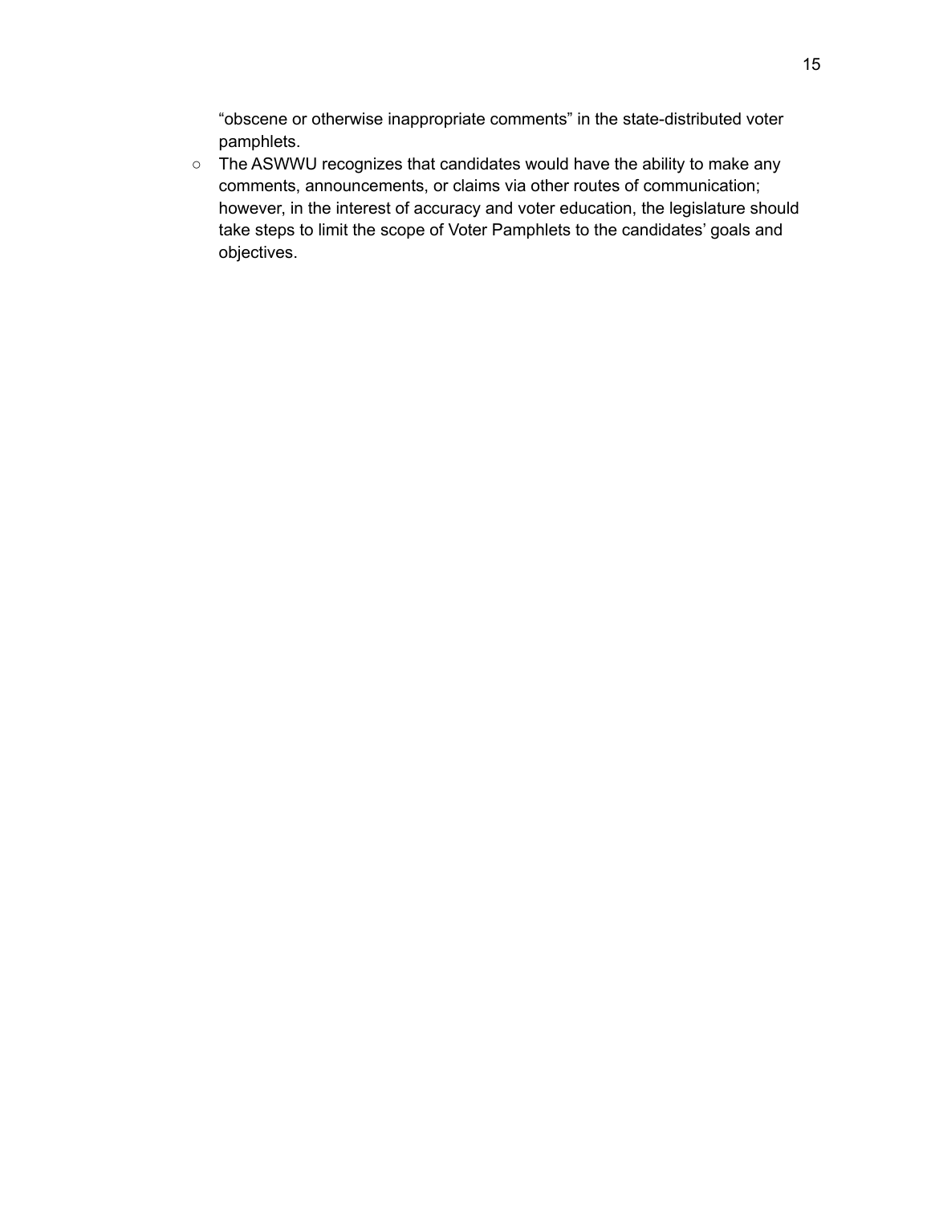"obscene or otherwise inappropriate comments" in the state-distributed voter pamphlets.

- The ASWWU recognizes that candidates would have the ability to make any comments, announcements, or claims via other routes of communication; however, in the interest of accuracy and voter education, the legislature should take steps to limit the scope of Voter Pamphlets to the candidates' goals and objectives.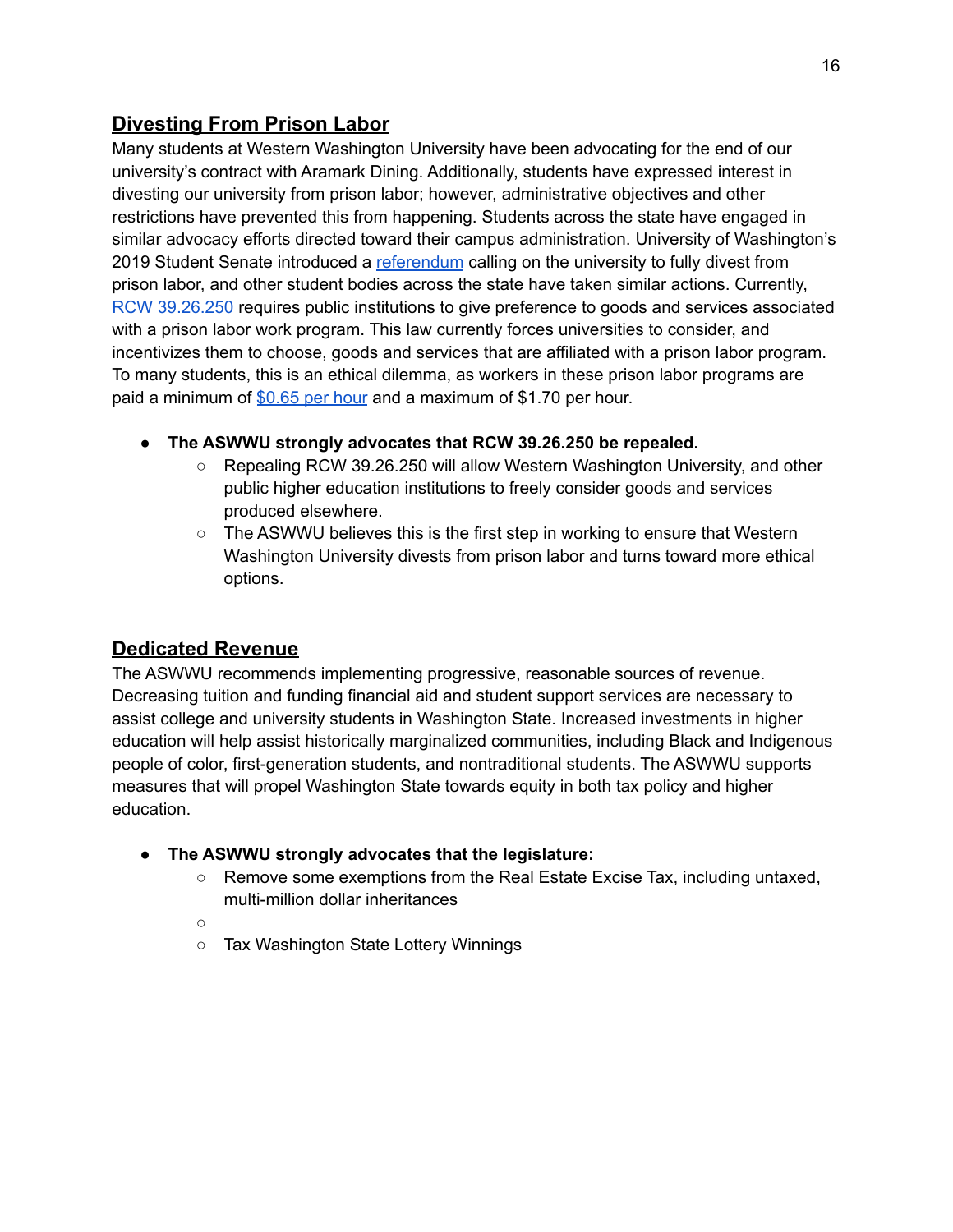## Divesting From Prison Labor

Many students at Western Washington University have been advocating for the end of our university's contract with Aramark Dining. Additionally, students have expressed interest in divesting our university from prison labor; however, administrative objectives and other restrictions have prevented this from happening. Students across the state have engaged in similar advocacy efforts directed toward their campus administration. University of Washington's 2019 Student Senate introduced a referendum calling on the university to fully divest from prison labor, and other student bodies across the state have taken similar actions. Currently, RCW 39.26.250 requires public institutions to give preference to goods and services associated with a prison labor work program. This law currently forces universities to consider, and incentivizes them to choose, goods and services that are affiliated with a prison labor program. To many students, this is an ethical dilemma, as workers in these prison labor programs are paid a minimum of $0.65 per hour and a maximum of $1.70 per hour.

- **The ASWWU strongly advocates that RCW 39.26.250 be repealed.**
  - Repealing RCW 39.26.250 will allow Western Washington University, and other public higher education institutions to freely consider goods and services produced elsewhere.
  - The ASWWU believes this is the first step in working to ensure that Western Washington University divests from prison labor and turns toward more ethical options.

## Dedicated Revenue

The ASWWU recommends implementing progressive, reasonable sources of revenue. Decreasing tuition and funding financial aid and student support services are necessary to assist college and university students in Washington State. Increased investments in higher education will help assist historically marginalized communities, including Black and Indigenous people of color, first-generation students, and nontraditional students. The ASWWU supports measures that will propel Washington State towards equity in both tax policy and higher education.

- **The ASWWU strongly advocates that the legislature:**
  - Remove some exemptions from the Real Estate Excise Tax, including untaxed, multi-million dollar inheritances
  - 
  - Tax Washington State Lottery Winnings